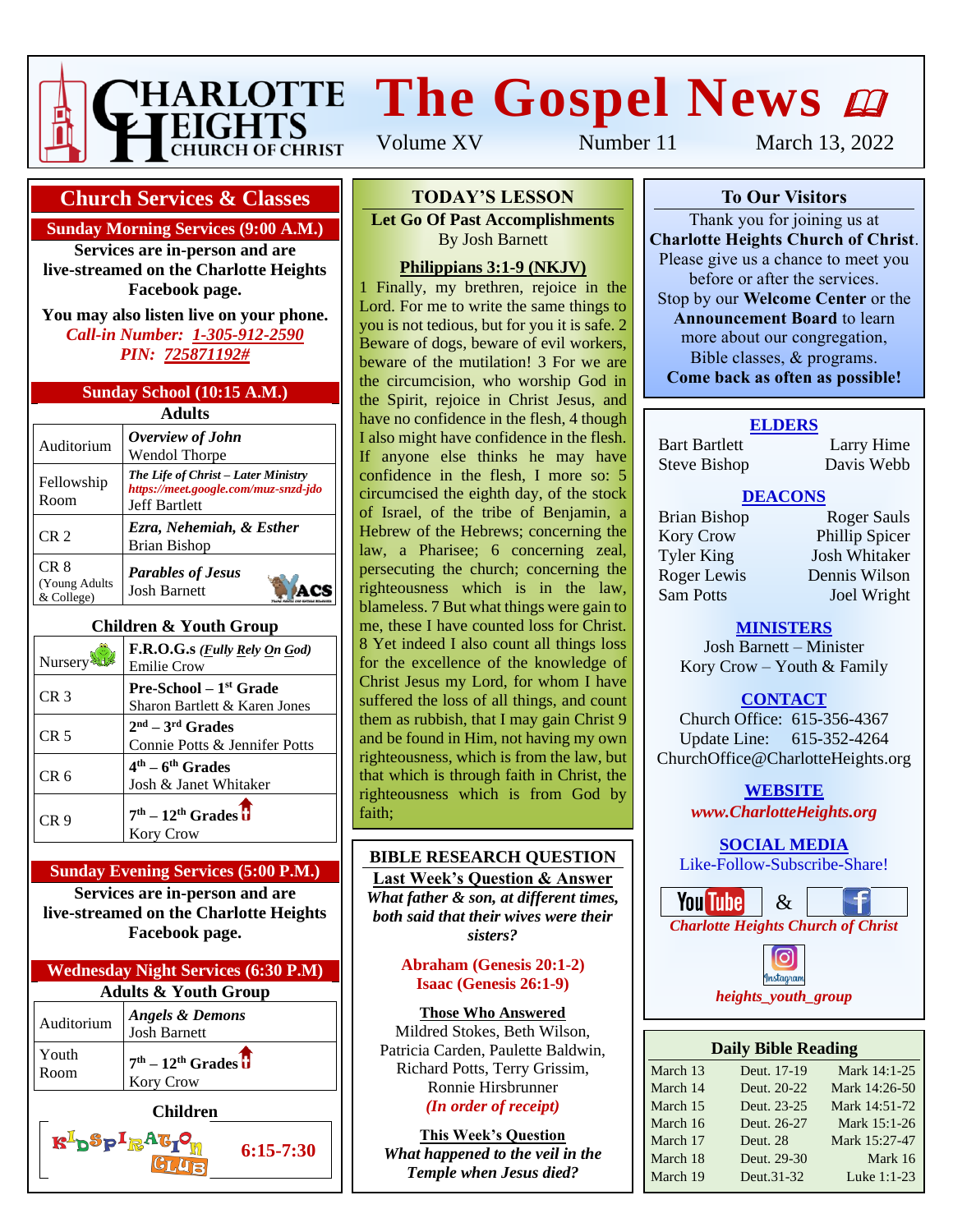# Charlotte Heights Church of Christ

# The Gospel News

Volume XV | Number 11 | March 13, 2022

## Church Services & Classes

### Sunday Morning Services (9:00 A.M.)

**Services are in-person and are live-streamed on the Charlotte Heights Facebook page.**

**You may also listen live on your phone.**
***Call-in Number: 1-305-912-2590***
***PIN: 725871192#***

### Sunday School (10:15 A.M.)

**Adults**

| Room | Class |
|---|---|
| Auditorium | ***Overview of John*** Wendol Thorpe |
| Fellowship Room | ***The Life of Christ – Later Ministry*** *https://meet.google.com/muz-snzd-jdo* Jeff Bartlett |
| CR 2 | ***Ezra, Nehemiah, & Esther*** Brian Bishop |
| CR 8 (Young Adults & College) | ***Parables of Jesus*** Josh Barnett |

**Children & Youth Group**

| Room | Class |
|---|---|
| Nursery | **F.R.O.G.s** ***(Fully Rely On God)*** Emilie Crow |
| CR 3 | **Pre-School – 1st Grade** Sharon Bartlett & Karen Jones |
| CR 5 | **2nd – 3rd Grades** Connie Potts & Jennifer Potts |
| CR 6 | **4th – 6th Grades** Josh & Janet Whitaker |
| CR 9 | **7th – 12th Grades** Kory Crow |

### Sunday Evening Services (5:00 P.M.)

**Services are in-person and are live-streamed on the Charlotte Heights Facebook page.**

### Wednesday Night Services (6:30 P.M)

**Adults & Youth Group**

| Room | Class |
|---|---|
| Auditorium | ***Angels & Demons*** Josh Barnett |
| Youth Room | **7th – 12th Grades** Kory Crow |

**Children**

KIDSPIRATION CLUB **6:15-7:30**

## TODAY'S LESSON

**Let Go Of Past Accomplishments**
By Josh Barnett

**Philippians 3:1-9 (NKJV)**

1 Finally, my brethren, rejoice in the Lord. For me to write the same things to you is not tedious, but for you it is safe. 2 Beware of dogs, beware of evil workers, beware of the mutilation! 3 For we are the circumcision, who worship God in the Spirit, rejoice in Christ Jesus, and have no confidence in the flesh, 4 though I also might have confidence in the flesh. If anyone else thinks he may have confidence in the flesh, I more so: 5 circumcised the eighth day, of the stock of Israel, of the tribe of Benjamin, a Hebrew of the Hebrews; concerning the law, a Pharisee; 6 concerning zeal, persecuting the church; concerning the righteousness which is in the law, blameless. 7 But what things were gain to me, these I have counted loss for Christ. 8 Yet indeed I also count all things loss for the excellence of the knowledge of Christ Jesus my Lord, for whom I have suffered the loss of all things, and count them as rubbish, that I may gain Christ 9 and be found in Him, not having my own righteousness, which is from the law, but that which is through faith in Christ, the righteousness which is from God by faith;

## BIBLE RESEARCH QUESTION

**Last Week's Question & Answer**

***What father & son, at different times, both said that their wives were their sisters?***

**Abraham (Genesis 20:1-2)**
**Isaac (Genesis 26:1-9)**

**Those Who Answered**

Mildred Stokes, Beth Wilson, Patricia Carden, Paulette Baldwin, Richard Potts, Terry Grissim, Ronnie Hirsbrunner
***(In order of receipt)***

**This Week's Question**

***What happened to the veil in the Temple when Jesus died?***

## To Our Visitors

Thank you for joining us at **Charlotte Heights Church of Christ**. Please give us a chance to meet you before or after the services. Stop by our **Welcome Center** or the **Announcement Board** to learn more about our congregation, Bible classes, & programs.
**Come back as often as possible!**

### ELDERS

Bart Bartlett, Larry Hime, Steve Bishop, Davis Webb

### DEACONS

Brian Bishop, Roger Sauls, Kory Crow, Phillip Spicer, Tyler King, Josh Whitaker, Roger Lewis, Dennis Wilson, Sam Potts, Joel Wright

### MINISTERS

Josh Barnett – Minister
Kory Crow – Youth & Family

### CONTACT

Church Office: 615-356-4367
Update Line: 615-352-4264
ChurchOffice@CharlotteHeights.org

### WEBSITE

***www.CharlotteHeights.org***

### SOCIAL MEDIA

Like-Follow-Subscribe-Share!

YouTube & Facebook
***Charlotte Heights Church of Christ***

Instagram
***heights_youth_group***

## Daily Bible Reading

| Date | Reading | Reading |
|---|---|---|
| March 13 | Deut. 17-19 | Mark 14:1-25 |
| March 14 | Deut. 20-22 | Mark 14:26-50 |
| March 15 | Deut. 23-25 | Mark 14:51-72 |
| March 16 | Deut. 26-27 | Mark 15:1-26 |
| March 17 | Deut. 28 | Mark 15:27-47 |
| March 18 | Deut. 29-30 | Mark 16 |
| March 19 | Deut.31-32 | Luke 1:1-23 |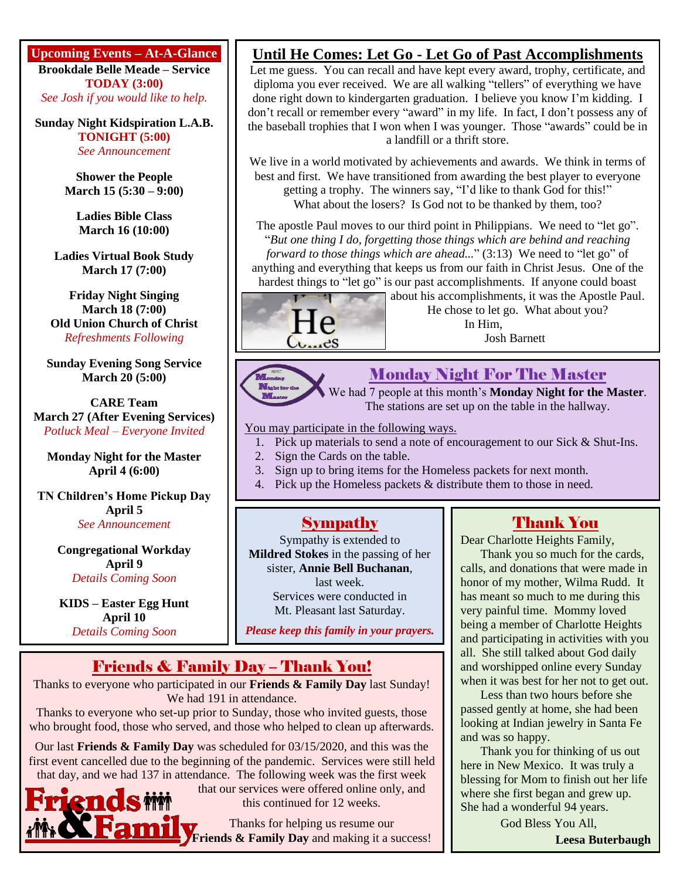## Upcoming Events – At-A-Glance

**Brookdale Belle Meade – Service**
**TODAY (3:00)**
*See Josh if you would like to help.*

**Sunday Night Kidspiration L.A.B.**
**TONIGHT (5:00)**
*See Announcement*

**Shower the People**
**March 15 (5:30 – 9:00)**

**Ladies Bible Class**
**March 16 (10:00)**

**Ladies Virtual Book Study**
**March 17 (7:00)**

**Friday Night Singing**
**March 18 (7:00)**
**Old Union Church of Christ**
*Refreshments Following*

**Sunday Evening Song Service**
**March 20 (5:00)**

**CARE Team**
**March 27 (After Evening Services)**
*Potluck Meal – Everyone Invited*

**Monday Night for the Master**
**April 4 (6:00)**

**TN Children's Home Pickup Day**
**April 5**
*See Announcement*

**Congregational Workday**
**April 9**
*Details Coming Soon*

**KIDS – Eastern Egg Hunt**
**April 10**
*Details Coming Soon*

## Until He Comes: Let Go - Let Go of Past Accomplishments

Let me guess. You can recall and have kept every award, trophy, certificate, and diploma you ever received. We are all walking "tellers" of everything we have done right down to kindergarten graduation. I believe you know I'm kidding. I don't recall or remember every "award" in my life. In fact, I don't possess any of the baseball trophies that I won when I was younger. Those "awards" could be in a landfill or a thrift store.

We live in a world motivated by achievements and awards. We think in terms of best and first. We have transitioned from awarding the best player to everyone getting a trophy. The winners say, "I'd like to thank God for this!" What about the losers? Is God not to be thanked by them, too?

The apostle Paul moves to our third point in Philippians. We need to "let go". "*But one thing I do, forgetting those things which are behind and reaching forward to those things which are ahead...*" (3:13) We need to "let go" of anything and everything that keeps us from our faith in Christ Jesus. One of the hardest things to "let go" is our past accomplishments. If anyone could boast about his accomplishments, it was the Apostle Paul. He chose to let go. What about you?

In Him,
Josh Barnett

## Monday Night For The Master

We had 7 people at this month's **Monday Night for the Master**. The stations are set up on the table in the hallway.

You may participate in the following ways.

1. Pick up materials to send a note of encouragement to our Sick & Shut-Ins.
2. Sign the Cards on the table.
3. Sign up to bring items for the Homeless packets for next month.
4. Pick up the Homeless packets & distribute them to those in need.

## Sympathy

Sympathy is extended to **Mildred Stokes** in the passing of her sister, **Annie Bell Buchanan**, last week. Services were conducted in Mt. Pleasant last Saturday.

***Please keep this family in your prayers.***

## Thank You

Dear Charlotte Heights Family,

Thank you so much for the cards, calls, and donations that were made in honor of my mother, Wilma Rudd. It has meant so much to me during this very painful time. Mommy loved being a member of Charlotte Heights and participating in activities with you all. She still talked about God daily and worshipped online every Sunday when it was best for her not to get out.

Less than two hours before she passed gently at home, she had been looking at Indian jewelry in Santa Fe and was so happy.

Thank you for thinking of us out here in New Mexico. It was truly a blessing for Mom to finish out her life where she first began and grew up. She had a wonderful 94 years.

God Bless You All,

**Leesa Buterbaugh**

## Friends & Family Day – Thank You!

Thanks to everyone who participated in our **Friends & Family Day** last Sunday! We had 191 in attendance.

Thanks to everyone who set-up prior to Sunday, those who invited guests, those who brought food, those who served, and those who helped to clean up afterwards.

Our last **Friends & Family Day** was scheduled for 03/15/2020, and this was the first event cancelled due to the beginning of the pandemic. Services were still held that day, and we had 137 in attendance. The following week was the first week that our services were offered online only, and this continued for 12 weeks.

Thanks for helping us resume our **Friends & Family Day** and making it a success!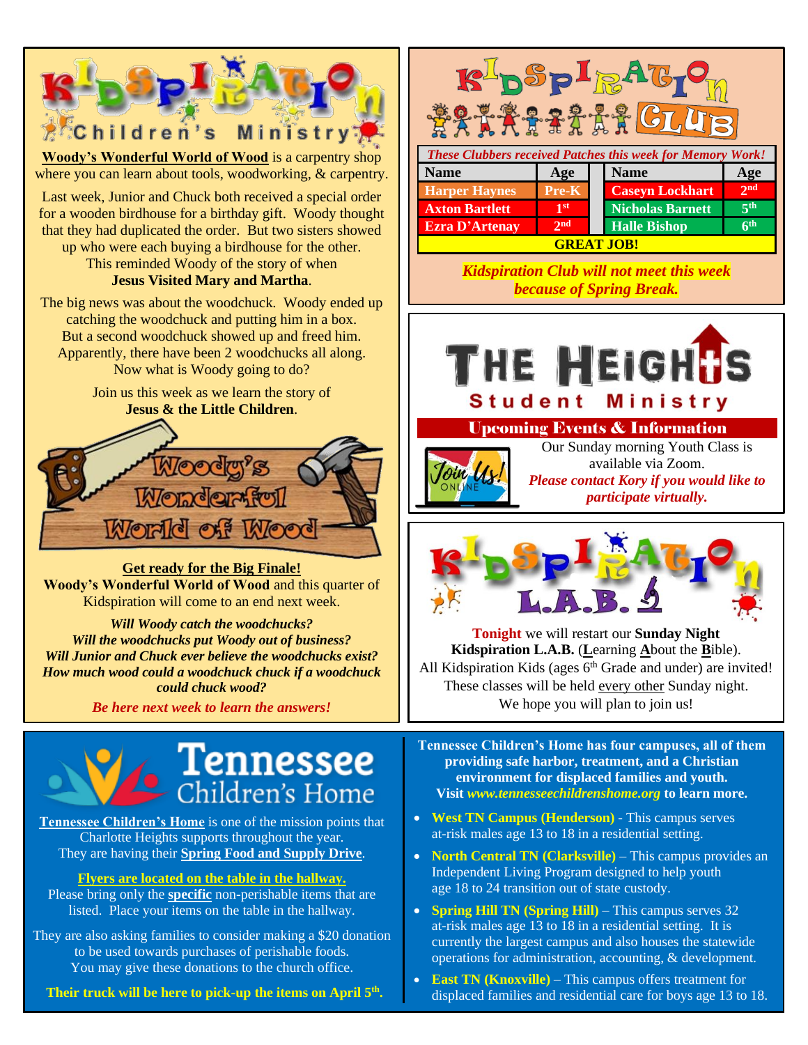# Kidspiration Children's Ministry

**Woody's Wonderful World of Wood** is a carpentry shop where you can learn about tools, woodworking, & carpentry.

Last week, Junior and Chuck both received a special order for a wooden birdhouse for a birthday gift. Woody thought that they had duplicated the order. But two sisters showed up who were each buying a birdhouse for the other. This reminded Woody of the story of when **Jesus Visited Mary and Martha**.

The big news was about the woodchuck. Woody ended up catching the woodchuck and putting him in a box. But a second woodchuck showed up and freed him. Apparently, there have been 2 woodchucks all along. Now what is Woody going to do?

Join us this week as we learn the story of **Jesus & the Little Children**.

Woody's Wonderful World of Wood

**Get ready for the Big Finale!**
**Woody's Wonderful World of Wood** and this quarter of Kidspiration will come to an end next week.

***Will Woody catch the woodchucks?***
***Will the woodchucks put Woody out of business?***
***Will Junior and Chuck ever believe the woodchucks exist?***
***How much wood could a woodchuck chuck if a woodchuck could chuck wood?***

***Be here next week to learn the answers!***

# Kidspiration Club

*These Clubbers received Patches this week for Memory Work!*

| Name | Age | Name | Age |
|---|---|---|---|
| Harper Haynes | Pre-K | Caseyn Lockhart | 2nd |
| Axton Bartlett | 1st | Nicholas Barnett | 5th |
| Ezra D'Artenay | 2nd | Halle Bishop | 6th |

**GREAT JOB!**

***Kidspiration Club will not meet this week because of Spring Break.***

# The Heights Student Ministry

## Upcoming Events & Information

Join Us! Online

Our Sunday morning Youth Class is available via Zoom.
*Please contact Kory if you would like to participate virtually.*

# Kidspiration L.A.B.

**Tonight** we will restart our **Sunday Night Kidspiration L.A.B.** (**L**earning **A**bout the **B**ible). All Kidspiration Kids (ages 6th Grade and under) are invited! These classes will be held every other Sunday night. We hope you will plan to join us!

# Tennessee Children's Home

**Tennessee Children's Home** is one of the mission points that Charlotte Heights supports throughout the year. They are having their **Spring Food and Supply Drive**.

**Flyers are located on the table in the hallway.**
Please bring only the **specific** non-perishable items that are listed. Place your items on the table in the hallway.

They are also asking families to consider making a $20 donation to be used towards purchases of perishable foods. You may give these donations to the church office.

**Their truck will be here to pick-up the items on April 5th.**

**Tennessee Children's Home has four campuses, all of them providing safe harbor, treatment, and a Christian environment for displaced families and youth. Visit *www.tennesseechildrenshome.org* to learn more.**

- **West TN Campus (Henderson)** - This campus serves at-risk males age 13 to 18 in a residential setting.
- **North Central TN (Clarksville)** – This campus provides an Independent Living Program designed to help youth age 18 to 24 transition out of state custody.
- **Spring Hill TN (Spring Hill)** – This campus serves 32 at-risk males age 13 to 18 in a residential setting. It is currently the largest campus and also houses the statewide operations for administration, accounting, & development.
- **East TN (Knoxville)** – This campus offers treatment for displaced families and residential care for boys age 13 to 18.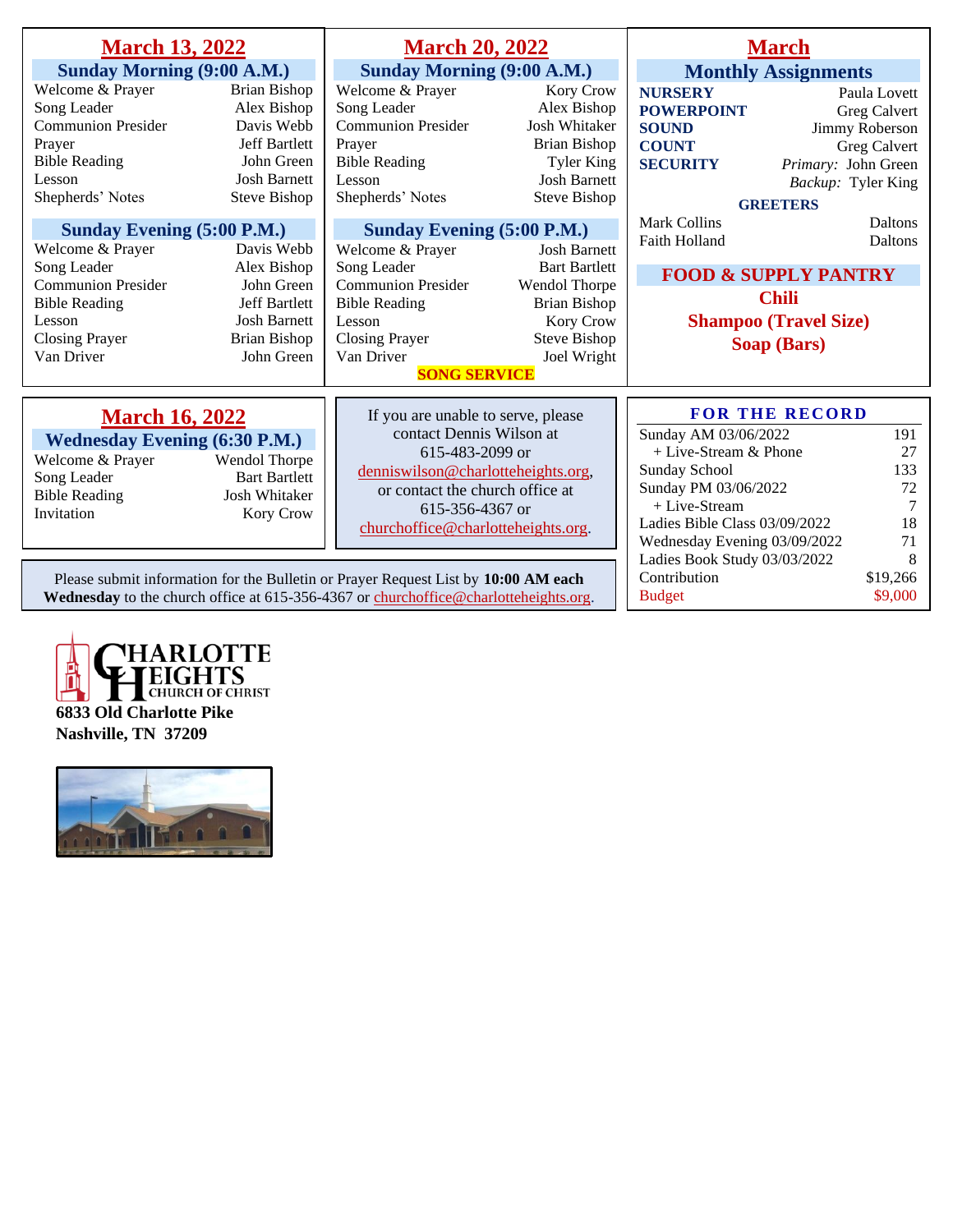## March 13, 2022

### Sunday Morning (9:00 A.M.)

| | |
|---|---|
| Welcome & Prayer | Brian Bishop |
| Song Leader | Alex Bishop |
| Communion Presider | Davis Webb |
| Prayer | Jeff Bartlett |
| Bible Reading | John Green |
| Lesson | Josh Barnett |
| Shepherds' Notes | Steve Bishop |

### Sunday Evening (5:00 P.M.)

| | |
|---|---|
| Welcome & Prayer | Davis Webb |
| Song Leader | Alex Bishop |
| Communion Presider | John Green |
| Bible Reading | Jeff Bartlett |
| Lesson | Josh Barnett |
| Closing Prayer | Brian Bishop |
| Van Driver | John Green |

## March 20, 2022

### Sunday Morning (9:00 A.M.)

| | |
|---|---|
| Welcome & Prayer | Kory Crow |
| Song Leader | Alex Bishop |
| Communion Presider | Josh Whitaker |
| Prayer | Brian Bishop |
| Bible Reading | Tyler King |
| Lesson | Josh Barnett |
| Shepherds' Notes | Steve Bishop |

### Sunday Evening (5:00 P.M.)

| | |
|---|---|
| Welcome & Prayer | Josh Barnett |
| Song Leader | Bart Bartlett |
| Communion Presider | Wendol Thorpe |
| Bible Reading | Brian Bishop |
| Lesson | Kory Crow |
| Closing Prayer | Steve Bishop |
| Van Driver | Joel Wright |

**SONG SERVICE**

## March

### Monthly Assignments

| | |
|---|---|
| **NURSERY** | Paula Lovett |
| **POWERPOINT** | Greg Calvert |
| **SOUND** | Jimmy Roberson |
| **COUNT** | Greg Calvert |
| **SECURITY** | *Primary:* John Green |
| | *Backup:* Tyler King |

**GREETERS**

| | |
|---|---|
| Mark Collins | Daltons |
| Faith Holland | Daltons |

### FOOD & SUPPLY PANTRY

**Chili**
**Shampoo (Travel Size)**
**Soap (Bars)**

## March 16, 2022

### Wednesday Evening (6:30 P.M.)

| | |
|---|---|
| Welcome & Prayer | Wendol Thorpe |
| Song Leader | Bart Bartlett |
| Bible Reading | Josh Whitaker |
| Invitation | Kory Crow |

If you are unable to serve, please contact Dennis Wilson at 615-483-2099 or denniswilson@charlotteheights.org, or contact the church office at 615-356-4367 or churchoffice@charlotteheights.org.

Please submit information for the Bulletin or Prayer Request List by **10:00 AM each Wednesday** to the church office at 615-356-4367 or churchoffice@charlotteheights.org.

### FOR THE RECORD

| | |
|---|---|
| Sunday AM 03/06/2022 | 191 |
| + Live-Stream & Phone | 27 |
| Sunday School | 133 |
| Sunday PM 03/06/2022 | 72 |
| + Live-Stream | 7 |
| Ladies Bible Class 03/09/2022 | 18 |
| Wednesday Evening 03/09/2022 | 71 |
| Ladies Book Study 03/03/2022 | 8 |
| Contribution | $19,266 |
| Budget | $9,000 |

**CHARLOTTE HEIGHTS CHURCH OF CHRIST**
**6833 Old Charlotte Pike**
**Nashville, TN 37209**